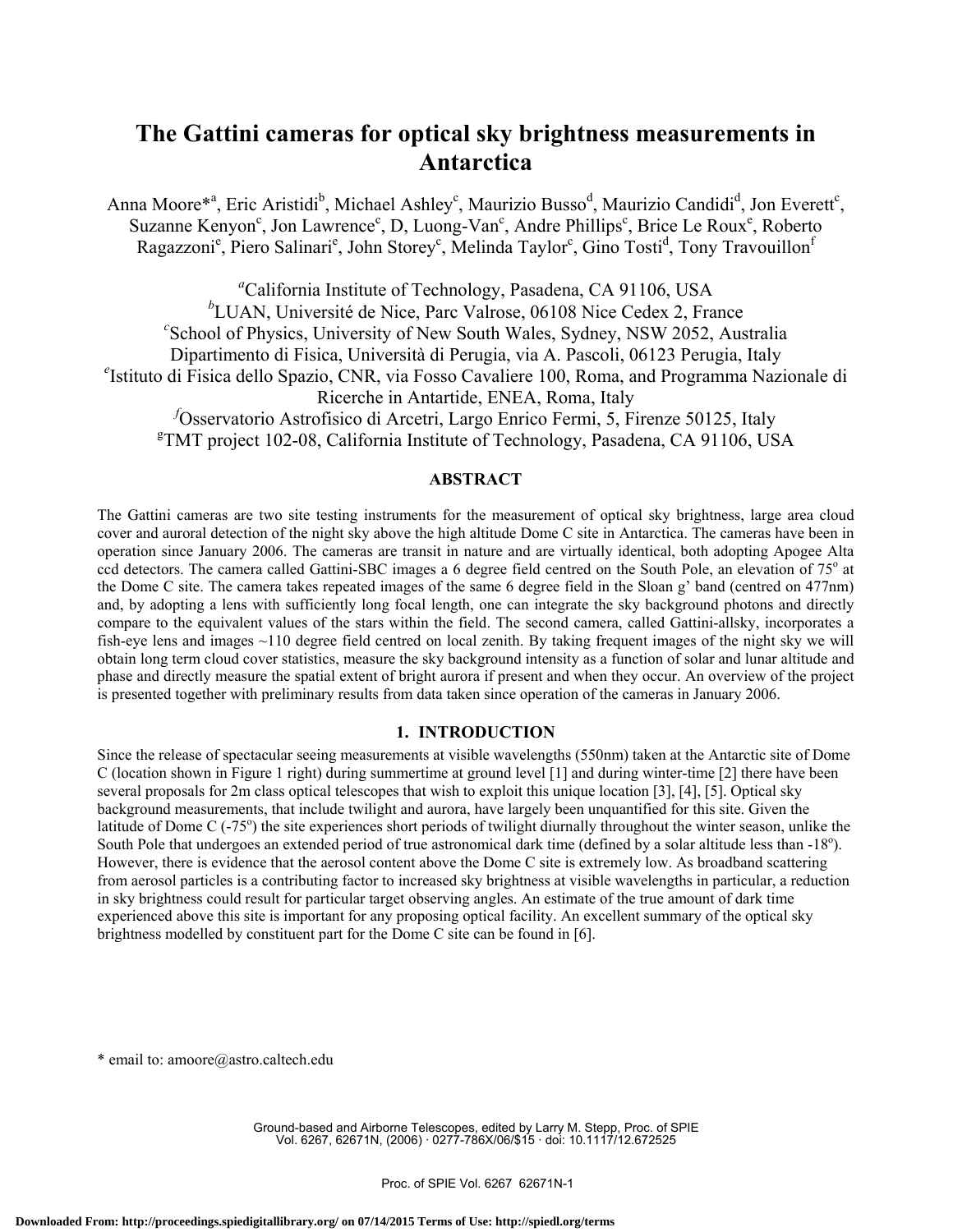# The Gattini cameras for optical sky brightness measurements in Antarctica

Anna Moore*[a], Eric Aristidi[b], Michael Ashley[c], Maurizio Busso[d], Maurizio Candidi[d], Jon Everett[c], Suzanne Kenyon[c], Jon Lawrence[c], D, Luong-Van[c], Andre Phillips[c], Brice Le Roux[e], Roberto Ragazzoni[e], Piero Salinari[e], John Storey[c], Melinda Taylor[c], Gino Tosti[d], Tony Travouillon[f]

[a]California Institute of Technology, Pasadena, CA 91106, USA
[b]LUAN, Université de Nice, Parc Valrose, 06108 Nice Cedex 2, France
[c]School of Physics, University of New South Wales, Sydney, NSW 2052, Australia
Dipartimento di Fisica, Università di Perugia, via A. Pascoli, 06123 Perugia, Italy
[e]Istituto di Fisica dello Spazio, CNR, via Fosso Cavaliere 100, Roma, and Programma Nazionale di Ricerche in Antartide, ENEA, Roma, Italy
[f]Osservatorio Astrofisico di Arcetri, Largo Enrico Fermi, 5, Firenze 50125, Italy
[g]TMT project 102-08, California Institute of Technology, Pasadena, CA 91106, USA

## ABSTRACT

The Gattini cameras are two site testing instruments for the measurement of optical sky brightness, large area cloud cover and auroral detection of the night sky above the high altitude Dome C site in Antarctica. The cameras have been in operation since January 2006. The cameras are transit in nature and are virtually identical, both adopting Apogee Alta ccd detectors. The camera called Gattini-SBC images a 6 degree field centred on the South Pole, an elevation of 75° at the Dome C site. The camera takes repeated images of the same 6 degree field in the Sloan g' band (centred on 477nm) and, by adopting a lens with sufficiently long focal length, one can integrate the sky background photons and directly compare to the equivalent values of the stars within the field. The second camera, called Gattini-allsky, incorporates a fish-eye lens and images ~110 degree field centred on local zenith. By taking frequent images of the night sky we will obtain long term cloud cover statistics, measure the sky background intensity as a function of solar and lunar altitude and phase and directly measure the spatial extent of bright aurora if present and when they occur. An overview of the project is presented together with preliminary results from data taken since operation of the cameras in January 2006.

## 1. INTRODUCTION

Since the release of spectacular seeing measurements at visible wavelengths (550nm) taken at the Antarctic site of Dome C (location shown in Figure 1 right) during summertime at ground level [1] and during winter-time [2] there have been several proposals for 2m class optical telescopes that wish to exploit this unique location [3], [4], [5]. Optical sky background measurements, that include twilight and aurora, have largely been unquantified for this site. Given the latitude of Dome C (-75°) the site experiences short periods of twilight diurnally throughout the winter season, unlike the South Pole that undergoes an extended period of true astronomical dark time (defined by a solar altitude less than -18°). However, there is evidence that the aerosol content above the Dome C site is extremely low. As broadband scattering from aerosol particles is a contributing factor to increased sky brightness at visible wavelengths in particular, a reduction in sky brightness could result for particular target observing angles. An estimate of the true amount of dark time experienced above this site is important for any proposing optical facility. An excellent summary of the optical sky brightness modelled by constituent part for the Dome C site can be found in [6].

* email to: amoore@astro.caltech.edu

Ground-based and Airborne Telescopes, edited by Larry M. Stepp, Proc. of SPIE Vol. 6267, 62671N, (2006) · 0277-786X/06/$15 · doi: 10.1117/12.672525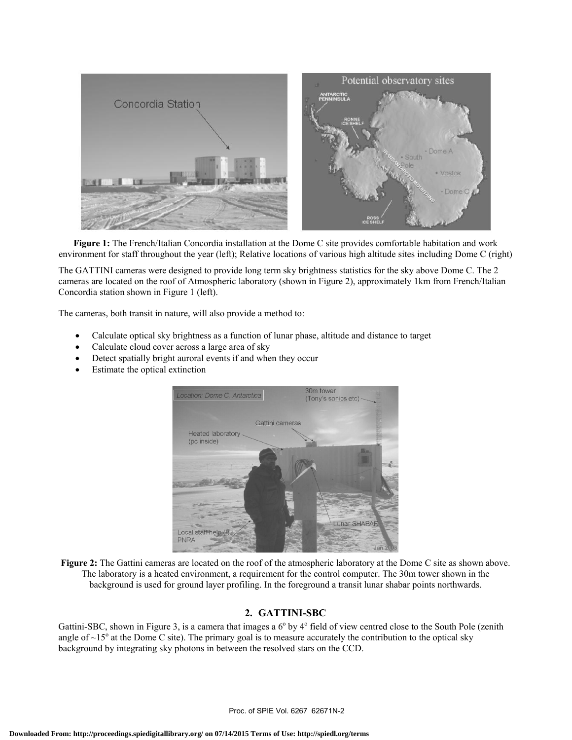**Figure 1:** The French/Italian Concordia installation at the Dome C site provides comfortable habitation and work environment for staff throughout the year (left); Relative locations of various high altitude sites including Dome C (right)

The GATTINI cameras were designed to provide long term sky brightness statistics for the sky above Dome C. The 2 cameras are located on the roof of Atmospheric laboratory (shown in Figure 2), approximately 1km from French/Italian Concordia station shown in Figure 1 (left).

The cameras, both transit in nature, will also provide a method to:

- Calculate optical sky brightness as a function of lunar phase, altitude and distance to target
- Calculate cloud cover across a large area of sky
- Detect spatially bright auroral events if and when they occur
- Estimate the optical extinction

**Figure 2:** The Gattini cameras are located on the roof of the atmospheric laboratory at the Dome C site as shown above. The laboratory is a heated environment, a requirement for the control computer. The 30m tower shown in the background is used for ground layer profiling. In the foreground a transit lunar shabar points northwards.

## 2. GATTINI-SBC

Gattini-SBC, shown in Figure 3, is a camera that images a 6° by 4° field of view centred close to the South Pole (zenith angle of ~15° at the Dome C site). The primary goal is to measure accurately the contribution to the optical sky background by integrating sky photons in between the resolved stars on the CCD.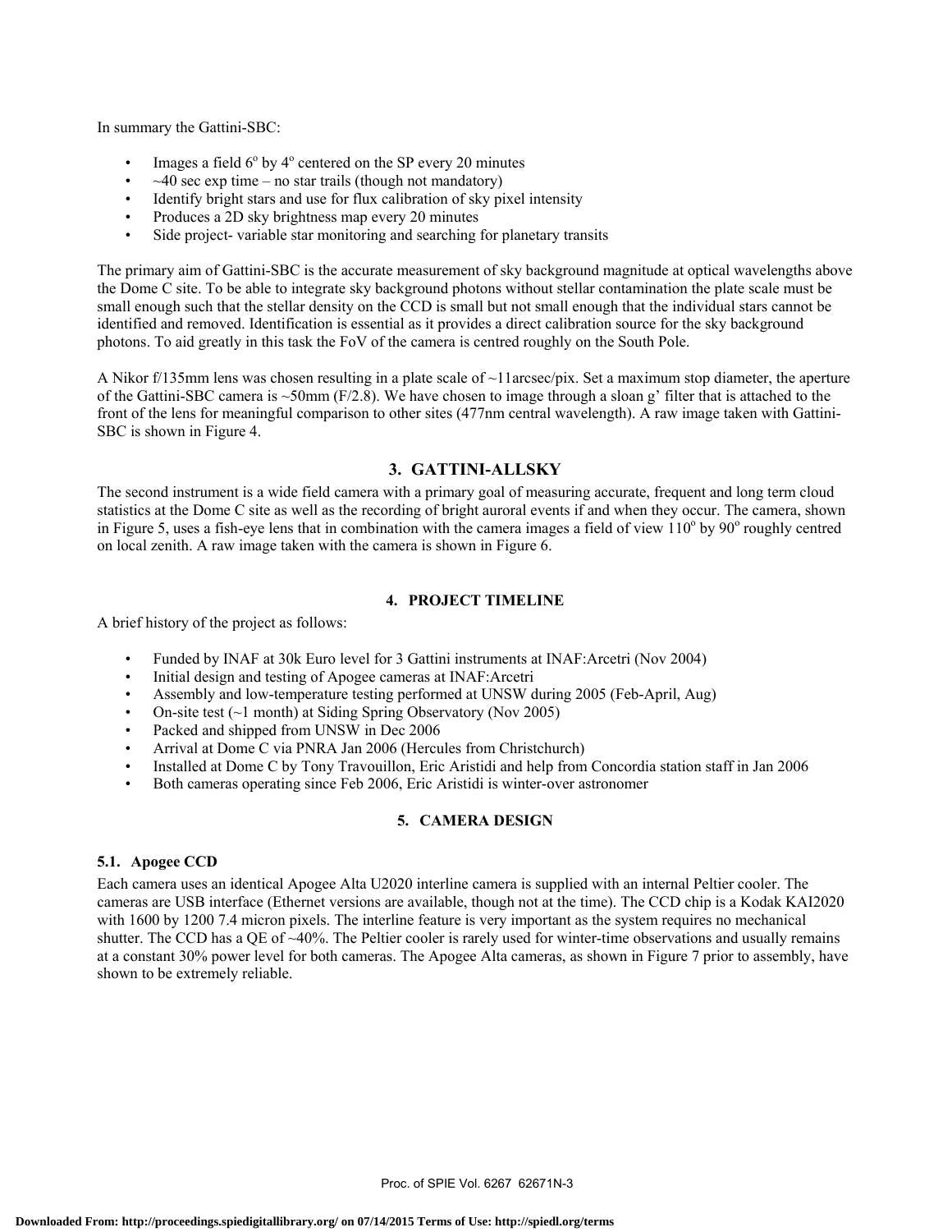In summary the Gattini-SBC:

- Images a field 6° by 4° centered on the SP every 20 minutes
- ~40 sec exp time – no star trails (though not mandatory)
- Identify bright stars and use for flux calibration of sky pixel intensity
- Produces a 2D sky brightness map every 20 minutes
- Side project- variable star monitoring and searching for planetary transits

The primary aim of Gattini-SBC is the accurate measurement of sky background magnitude at optical wavelengths above the Dome C site. To be able to integrate sky background photons without stellar contamination the plate scale must be small enough such that the stellar density on the CCD is small but not small enough that the individual stars cannot be identified and removed. Identification is essential as it provides a direct calibration source for the sky background photons. To aid greatly in this task the FoV of the camera is centred roughly on the South Pole.

A Nikor f/135mm lens was chosen resulting in a plate scale of ~11arcsec/pix. Set a maximum stop diameter, the aperture of the Gattini-SBC camera is ~50mm (F/2.8). We have chosen to image through a sloan g' filter that is attached to the front of the lens for meaningful comparison to other sites (477nm central wavelength). A raw image taken with Gattini-SBC is shown in Figure 4.

## 3. GATTINI-ALLSKY

The second instrument is a wide field camera with a primary goal of measuring accurate, frequent and long term cloud statistics at the Dome C site as well as the recording of bright auroral events if and when they occur. The camera, shown in Figure 5, uses a fish-eye lens that in combination with the camera images a field of view 110° by 90° roughly centred on local zenith. A raw image taken with the camera is shown in Figure 6.

## 4. PROJECT TIMELINE

A brief history of the project as follows:

- Funded by INAF at 30k Euro level for 3 Gattini instruments at INAF:Arcetri (Nov 2004)
- Initial design and testing of Apogee cameras at INAF:Arcetri
- Assembly and low-temperature testing performed at UNSW during 2005 (Feb-April, Aug)
- On-site test (~1 month) at Siding Spring Observatory (Nov 2005)
- Packed and shipped from UNSW in Dec 2006
- Arrival at Dome C via PNRA Jan 2006 (Hercules from Christchurch)
- Installed at Dome C by Tony Travouillon, Eric Aristidi and help from Concordia station staff in Jan 2006
- Both cameras operating since Feb 2006, Eric Aristidi is winter-over astronomer

## 5. CAMERA DESIGN

### 5.1. Apogee CCD

Each camera uses an identical Apogee Alta U2020 interline camera is supplied with an internal Peltier cooler. The cameras are USB interface (Ethernet versions are available, though not at the time). The CCD chip is a Kodak KAI2020 with 1600 by 1200 7.4 micron pixels. The interline feature is very important as the system requires no mechanical shutter. The CCD has a QE of ~40%. The Peltier cooler is rarely used for winter-time observations and usually remains at a constant 30% power level for both cameras. The Apogee Alta cameras, as shown in Figure 7 prior to assembly, have shown to be extremely reliable.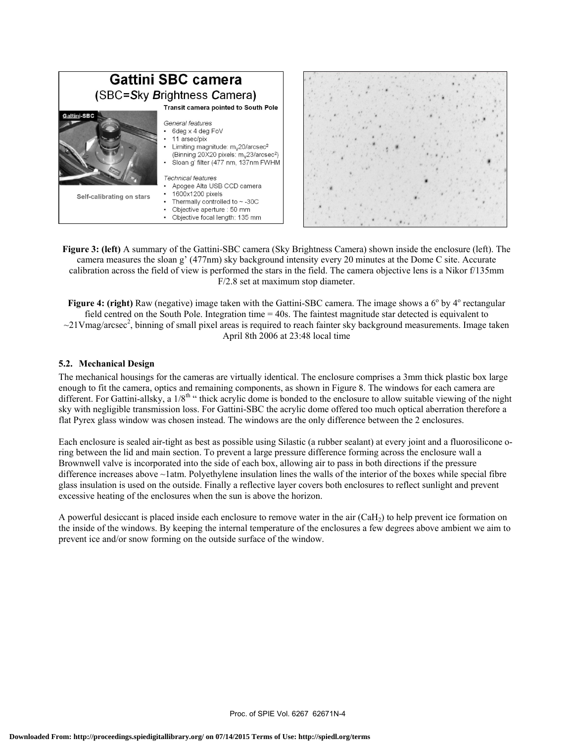**Figure 3: (left)** A summary of the Gattini-SBC camera (Sky Brightness Camera) shown inside the enclosure (left). The camera measures the sloan g' (477nm) sky background intensity every 20 minutes at the Dome C site. Accurate calibration across the field of view is performed the stars in the field. The camera objective lens is a Nikor f/135mm F/2.8 set at maximum stop diameter.

**Figure 4: (right)** Raw (negative) image taken with the Gattini-SBC camera. The image shows a $6^{o}$ by $4^{o}$ rectangular field centred on the South Pole. Integration time = 40s. The faintest magnitude star detected is equivalent to ~21Vmag/arcsec$^2$, binning of small pixel areas is required to reach fainter sky background measurements. Image taken April 8th 2006 at 23:48 local time

### 5.2. Mechanical Design

The mechanical housings for the cameras are virtually identical. The enclosure comprises a 3mm thick plastic box large enough to fit the camera, optics and remaining components, as shown in Figure 8. The windows for each camera are different. For Gattini-allsky, a 1/8$^{th}$ " thick acrylic dome is bonded to the enclosure to allow suitable viewing of the night sky with negligible transmission loss. For Gattini-SBC the acrylic dome offered too much optical aberration therefore a flat Pyrex glass window was chosen instead. The windows are the only difference between the 2 enclosures.

Each enclosure is sealed air-tight as best as possible using Silastic (a rubber sealant) at every joint and a fluorosilicone o-ring between the lid and main section. To prevent a large pressure difference forming across the enclosure wall a Brownwell valve is incorporated into the side of each box, allowing air to pass in both directions if the pressure difference increases above ~1atm. Polyethylene insulation lines the walls of the interior of the boxes while special fibre glass insulation is used on the outside. Finally a reflective layer covers both enclosures to reflect sunlight and prevent excessive heating of the enclosures when the sun is above the horizon.

A powerful desiccant is placed inside each enclosure to remove water in the air ($CaH_2$) to help prevent ice formation on the inside of the windows. By keeping the internal temperature of the enclosures a few degrees above ambient we aim to prevent ice and/or snow forming on the outside surface of the window.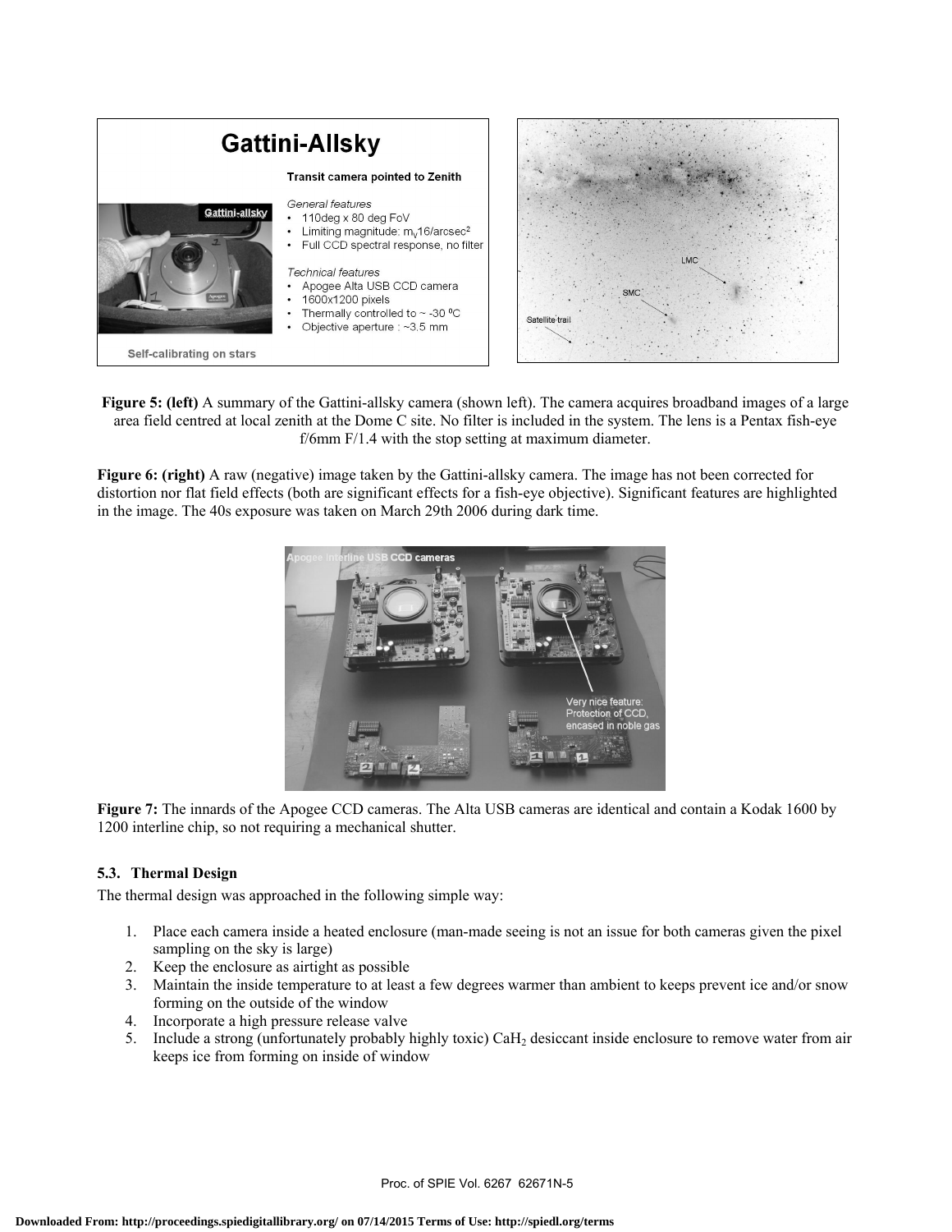**Figure 5: (left)** A summary of the Gattini-allsky camera (shown left). The camera acquires broadband images of a large area field centred at local zenith at the Dome C site. No filter is included in the system. The lens is a Pentax fish-eye f/6mm F/1.4 with the stop setting at maximum diameter.

**Figure 6: (right)** A raw (negative) image taken by the Gattini-allsky camera. The image has not been corrected for distortion nor flat field effects (both are significant effects for a fish-eye objective). Significant features are highlighted in the image. The 40s exposure was taken on March 29th 2006 during dark time.

**Figure 7:** The innards of the Apogee CCD cameras. The Alta USB cameras are identical and contain a Kodak 1600 by 1200 interline chip, so not requiring a mechanical shutter.

### 5.3. Thermal Design

The thermal design was approached in the following simple way:

1. Place each camera inside a heated enclosure (man-made seeing is not an issue for both cameras given the pixel sampling on the sky is large)
2. Keep the enclosure as airtight as possible
3. Maintain the inside temperature to at least a few degrees warmer than ambient to keeps prevent ice and/or snow forming on the outside of the window
4. Incorporate a high pressure release valve
5. Include a strong (unfortunately probably highly toxic) $CaH_2$ desiccant inside enclosure to remove water from air keeps ice from forming on inside of window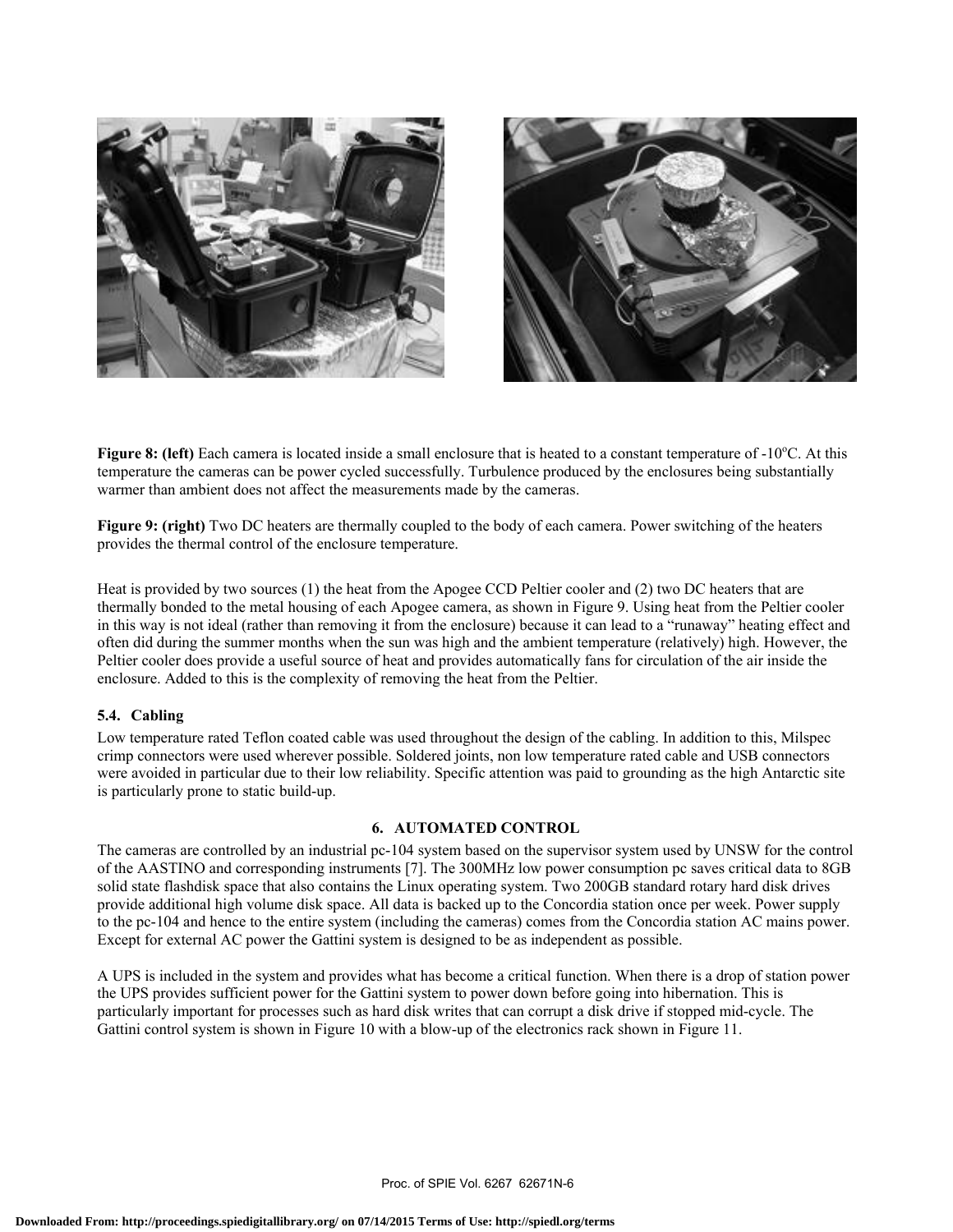**Figure 8: (left)** Each camera is located inside a small enclosure that is heated to a constant temperature of -10°C. At this temperature the cameras can be power cycled successfully. Turbulence produced by the enclosures being substantially warmer than ambient does not affect the measurements made by the cameras.

**Figure 9: (right)** Two DC heaters are thermally coupled to the body of each camera. Power switching of the heaters provides the thermal control of the enclosure temperature.

Heat is provided by two sources (1) the heat from the Apogee CCD Peltier cooler and (2) two DC heaters that are thermally bonded to the metal housing of each Apogee camera, as shown in Figure 9. Using heat from the Peltier cooler in this way is not ideal (rather than removing it from the enclosure) because it can lead to a "runaway" heating effect and often did during the summer months when the sun was high and the ambient temperature (relatively) high. However, the Peltier cooler does provide a useful source of heat and provides automatically fans for circulation of the air inside the enclosure. Added to this is the complexity of removing the heat from the Peltier.

### 5.4. Cabling

Low temperature rated Teflon coated cable was used throughout the design of the cabling. In addition to this, Milspec crimp connectors were used wherever possible. Soldered joints, non low temperature rated cable and USB connectors were avoided in particular due to their low reliability. Specific attention was paid to grounding as the high Antarctic site is particularly prone to static build-up.

## 6. AUTOMATED CONTROL

The cameras are controlled by an industrial pc-104 system based on the supervisor system used by UNSW for the control of the AASTINO and corresponding instruments [7]. The 300MHz low power consumption pc saves critical data to 8GB solid state flashdisk space that also contains the Linux operating system. Two 200GB standard rotary hard disk drives provide additional high volume disk space. All data is backed up to the Concordia station once per week. Power supply to the pc-104 and hence to the entire system (including the cameras) comes from the Concordia station AC mains power. Except for external AC power the Gattini system is designed to be as independent as possible.

A UPS is included in the system and provides what has become a critical function. When there is a drop of station power the UPS provides sufficient power for the Gattini system to power down before going into hibernation. This is particularly important for processes such as hard disk writes that can corrupt a disk drive if stopped mid-cycle. The Gattini control system is shown in Figure 10 with a blow-up of the electronics rack shown in Figure 11.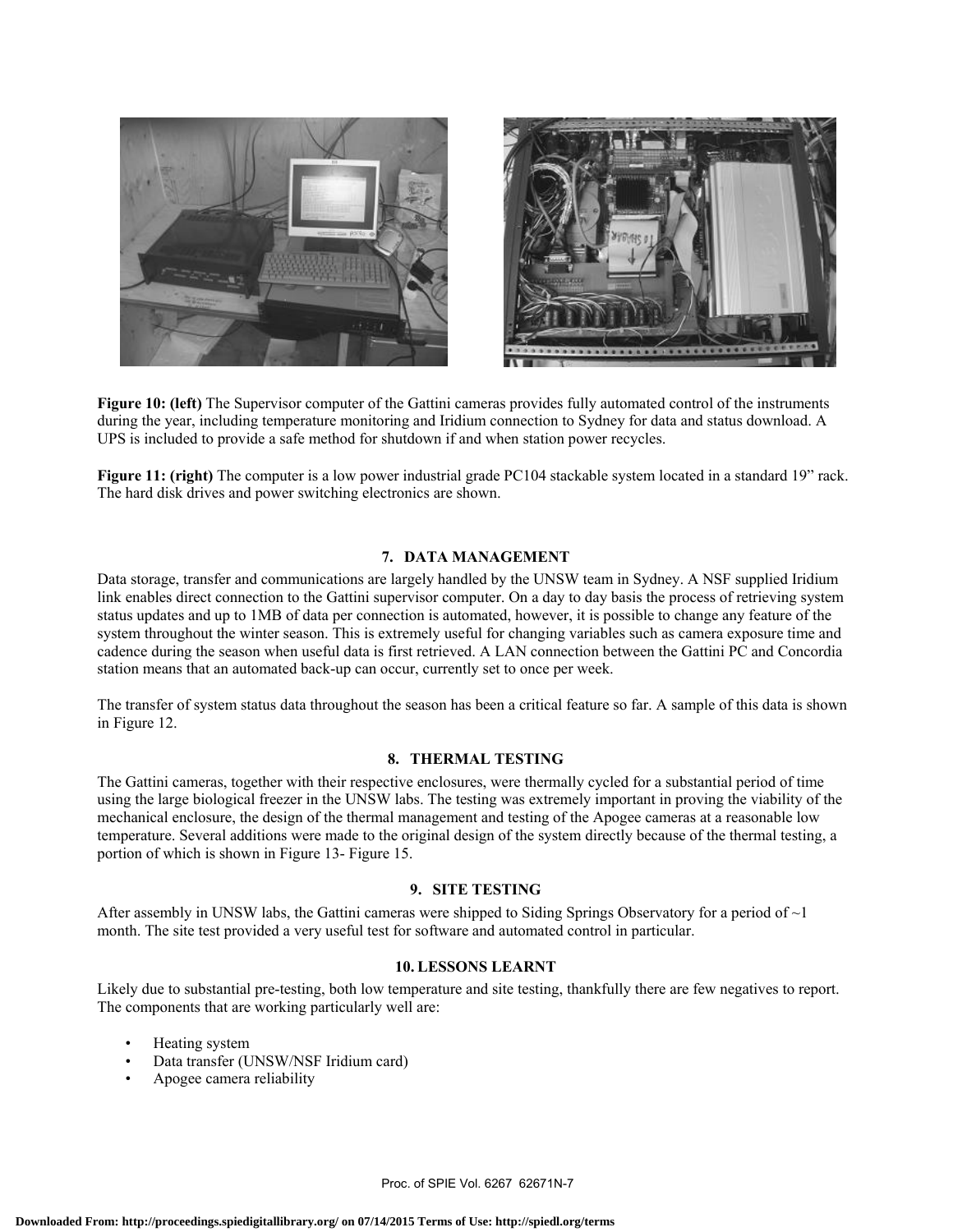**Figure 10: (left)** The Supervisor computer of the Gattini cameras provides fully automated control of the instruments during the year, including temperature monitoring and Iridium connection to Sydney for data and status download. A UPS is included to provide a safe method for shutdown if and when station power recycles.

**Figure 11: (right)** The computer is a low power industrial grade PC104 stackable system located in a standard 19" rack. The hard disk drives and power switching electronics are shown.

## 7. DATA MANAGEMENT

Data storage, transfer and communications are largely handled by the UNSW team in Sydney. A NSF supplied Iridium link enables direct connection to the Gattini supervisor computer. On a day to day basis the process of retrieving system status updates and up to 1MB of data per connection is automated, however, it is possible to change any feature of the system throughout the winter season. This is extremely useful for changing variables such as camera exposure time and cadence during the season when useful data is first retrieved. A LAN connection between the Gattini PC and Concordia station means that an automated back-up can occur, currently set to once per week.

The transfer of system status data throughout the season has been a critical feature so far. A sample of this data is shown in Figure 12.

## 8. THERMAL TESTING

The Gattini cameras, together with their respective enclosures, were thermally cycled for a substantial period of time using the large biological freezer in the UNSW labs. The testing was extremely important in proving the viability of the mechanical enclosure, the design of the thermal management and testing of the Apogee cameras at a reasonable low temperature. Several additions were made to the original design of the system directly because of the thermal testing, a portion of which is shown in Figure 13- Figure 15.

## 9. SITE TESTING

After assembly in UNSW labs, the Gattini cameras were shipped to Siding Springs Observatory for a period of ~1 month. The site test provided a very useful test for software and automated control in particular.

## 10. LESSONS LEARNT

Likely due to substantial pre-testing, both low temperature and site testing, thankfully there are few negatives to report. The components that are working particularly well are:

- Heating system
- Data transfer (UNSW/NSF Iridium card)
- Apogee camera reliability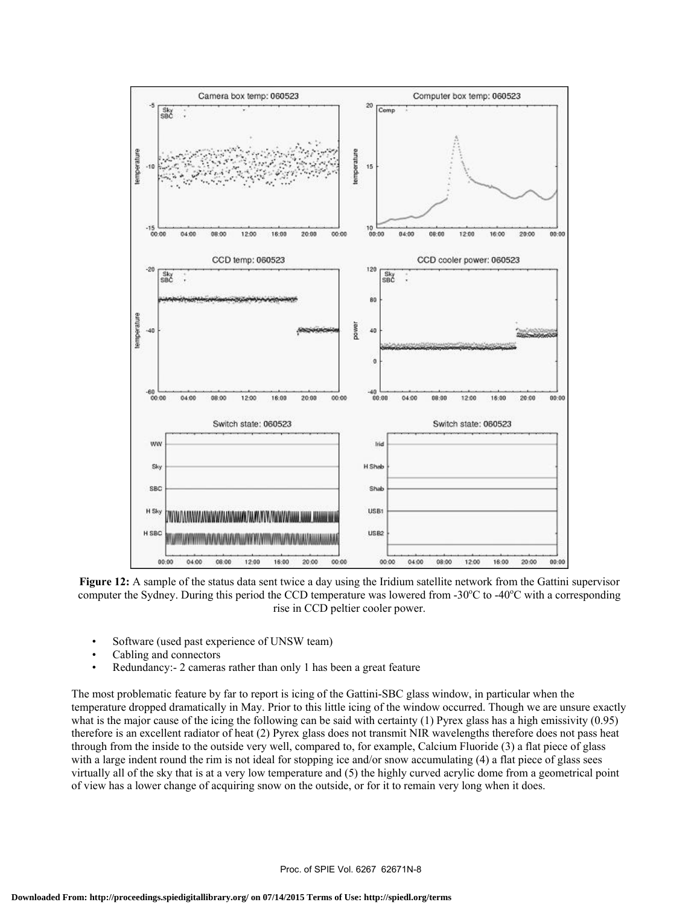**Figure 12:** A sample of the status data sent twice a day using the Iridium satellite network from the Gattini supervisor computer the Sydney. During this period the CCD temperature was lowered from -30°C to -40°C with a corresponding rise in CCD peltier cooler power.

- Software (used past experience of UNSW team)
- Cabling and connectors
- Redundancy:- 2 cameras rather than only 1 has been a great feature

The most problematic feature by far to report is icing of the Gattini-SBC glass window, in particular when the temperature dropped dramatically in May. Prior to this little icing of the window occurred. Though we are unsure exactly what is the major cause of the icing the following can be said with certainty (1) Pyrex glass has a high emissivity (0.95) therefore is an excellent radiator of heat (2) Pyrex glass does not transmit NIR wavelengths therefore does not pass heat through from the inside to the outside very well, compared to, for example, Calcium Fluoride (3) a flat piece of glass with a large indent round the rim is not ideal for stopping ice and/or snow accumulating (4) a flat piece of glass sees virtually all of the sky that is at a very low temperature and (5) the highly curved acrylic dome from a geometrical point of view has a lower change of acquiring snow on the outside, or for it to remain very long when it does.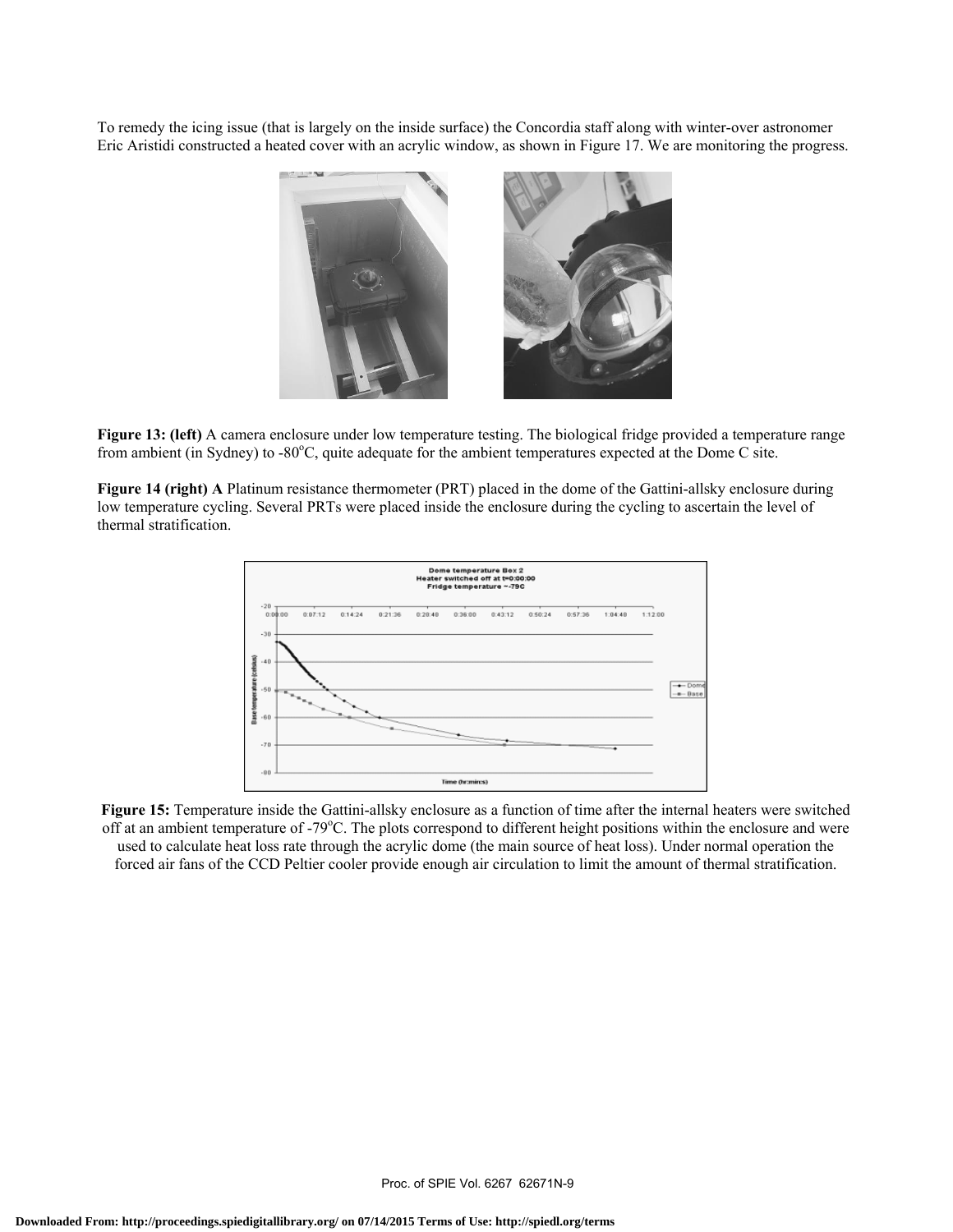To remedy the icing issue (that is largely on the inside surface) the Concordia staff along with winter-over astronomer Eric Aristidi constructed a heated cover with an acrylic window, as shown in Figure 17. We are monitoring the progress.

**Figure 13: (left)** A camera enclosure under low temperature testing. The biological fridge provided a temperature range from ambient (in Sydney) to -80°C, quite adequate for the ambient temperatures expected at the Dome C site.

**Figure 14 (right) A** Platinum resistance thermometer (PRT) placed in the dome of the Gattini-allsky enclosure during low temperature cycling. Several PRTs were placed inside the enclosure during the cycling to ascertain the level of thermal stratification.

**Figure 15:** Temperature inside the Gattini-allsky enclosure as a function of time after the internal heaters were switched off at an ambient temperature of -79°C. The plots correspond to different height positions within the enclosure and were used to calculate heat loss rate through the acrylic dome (the main source of heat loss). Under normal operation the forced air fans of the CCD Peltier cooler provide enough air circulation to limit the amount of thermal stratification.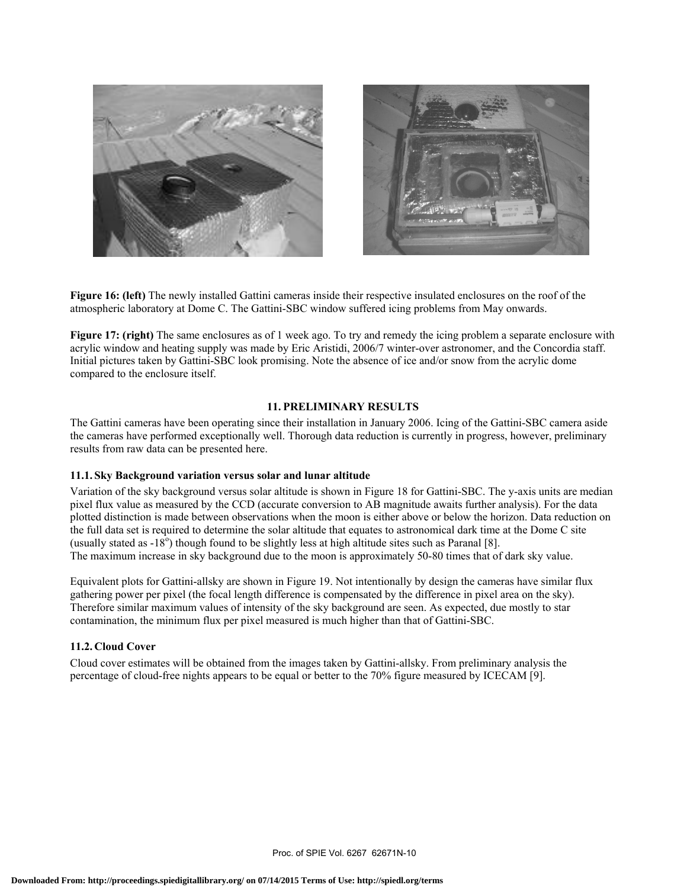**Figure 16: (left)** The newly installed Gattini cameras inside their respective insulated enclosures on the roof of the atmospheric laboratory at Dome C. The Gattini-SBC window suffered icing problems from May onwards.

**Figure 17: (right)** The same enclosures as of 1 week ago. To try and remedy the icing problem a separate enclosure with acrylic window and heating supply was made by Eric Aristidi, 2006/7 winter-over astronomer, and the Concordia staff. Initial pictures taken by Gattini-SBC look promising. Note the absence of ice and/or snow from the acrylic dome compared to the enclosure itself.

## 11. PRELIMINARY RESULTS

The Gattini cameras have been operating since their installation in January 2006. Icing of the Gattini-SBC camera aside the cameras have performed exceptionally well. Thorough data reduction is currently in progress, however, preliminary results from raw data can be presented here.

### 11.1. Sky Background variation versus solar and lunar altitude

Variation of the sky background versus solar altitude is shown in Figure 18 for Gattini-SBC. The y-axis units are median pixel flux value as measured by the CCD (accurate conversion to AB magnitude awaits further analysis). For the data plotted distinction is made between observations when the moon is either above or below the horizon. Data reduction on the full data set is required to determine the solar altitude that equates to astronomical dark time at the Dome C site (usually stated as -18$^{o}$) though found to be slightly less at high altitude sites such as Paranal [8].
The maximum increase in sky background due to the moon is approximately 50-80 times that of dark sky value.

Equivalent plots for Gattini-allsky are shown in Figure 19. Not intentionally by design the cameras have similar flux gathering power per pixel (the focal length difference is compensated by the difference in pixel area on the sky). Therefore similar maximum values of intensity of the sky background are seen. As expected, due mostly to star contamination, the minimum flux per pixel measured is much higher than that of Gattini-SBC.

### 11.2. Cloud Cover

Cloud cover estimates will be obtained from the images taken by Gattini-allsky. From preliminary analysis the percentage of cloud-free nights appears to be equal or better to the 70% figure measured by ICECAM [9].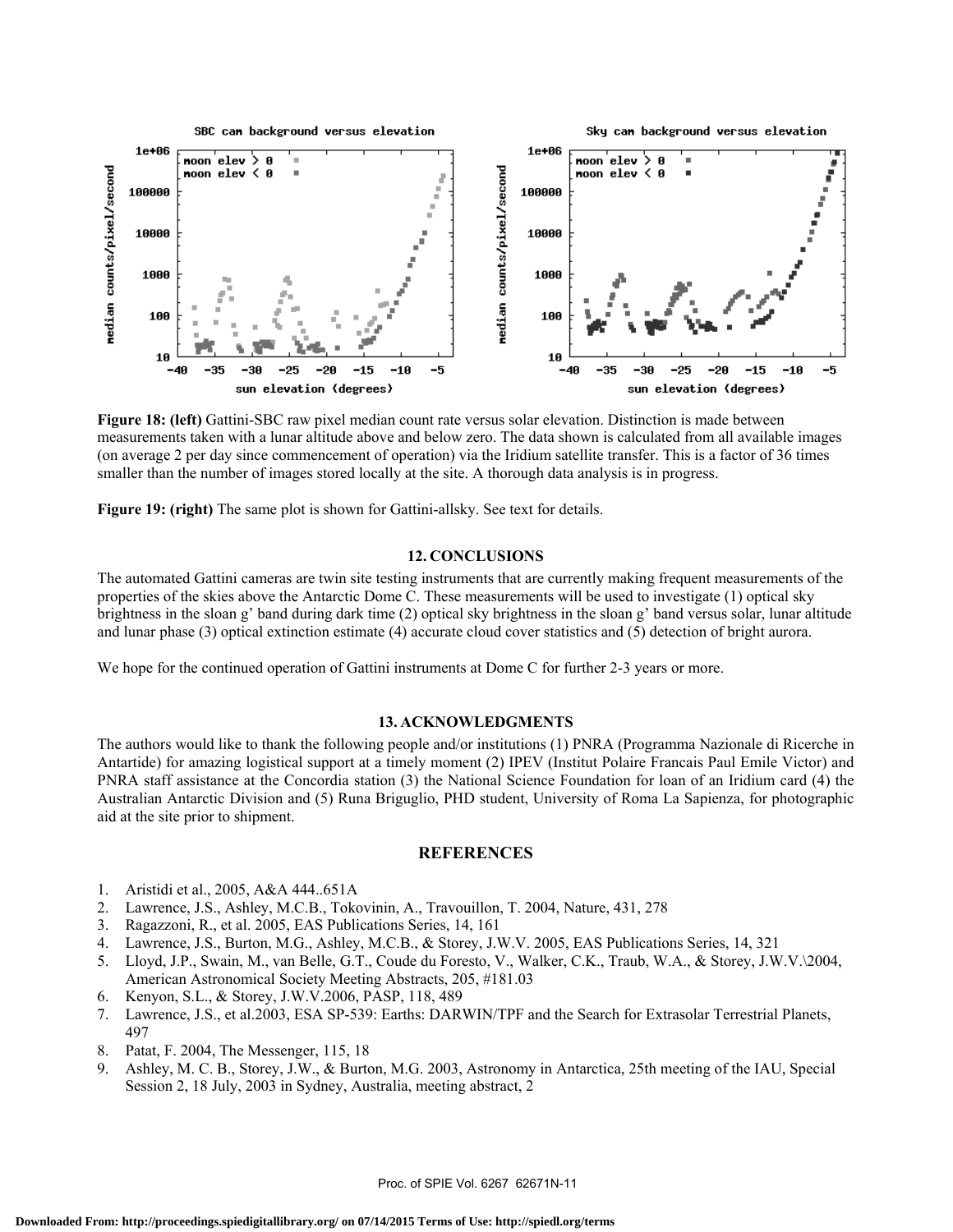SBC cam background versus elevation

median counts/pixel/second

1e+06
100000
10000
1000
100
10

moon elev > 0
moon elev < 0

-40 -35 -30 -25 -20 -15 -10 -5

sun elevation (degrees)

Sky cam background versus elevation

median counts/pixel/second

1e+06
100000
10000
1000
100
10

moon elev > 0
moon elev < 0

-40 -35 -30 -25 -20 -15 -10 -5

sun elevation (degrees)

**Figure 18: (left)** Gattini-SBC raw pixel median count rate versus solar elevation. Distinction is made between measurements taken with a lunar altitude above and below zero. The data shown is calculated from all available images (on average 2 per day since commencement of operation) via the Iridium satellite transfer. This is a factor of 36 times smaller than the number of images stored locally at the site. A thorough data analysis is in progress.

**Figure 19: (right)** The same plot is shown for Gattini-allsky. See text for details.

## 12. CONCLUSIONS

The automated Gattini cameras are twin site testing instruments that are currently making frequent measurements of the properties of the skies above the Antarctic Dome C. These measurements will be used to investigate (1) optical sky brightness in the sloan g' band during dark time (2) optical sky brightness in the sloan g' band versus solar, lunar altitude and lunar phase (3) optical extinction estimate (4) accurate cloud cover statistics and (5) detection of bright aurora.

We hope for the continued operation of Gattini instruments at Dome C for further 2-3 years or more.

## 13. ACKNOWLEDGMENTS

The authors would like to thank the following people and/or institutions (1) PNRA (Programma Nazionale di Ricerche in Antartide) for amazing logistical support at a timely moment (2) IPEV (Institut Polaire Francais Paul Emile Victor) and PNRA staff assistance at the Concordia station (3) the National Science Foundation for loan of an Iridium card (4) the Australian Antarctic Division and (5) Runa Briguglio, PHD student, University of Roma La Sapienza, for photographic aid at the site prior to shipment.

## REFERENCES

1. Aristidi et al., 2005, A&A 444..651A
2. Lawrence, J.S., Ashley, M.C.B., Tokovinin, A., Travouillon, T. 2004, Nature, 431, 278
3. Ragazzoni, R., et al. 2005, EAS Publications Series, 14, 161
4. Lawrence, J.S., Burton, M.G., Ashley, M.C.B., & Storey, J.W.V. 2005, EAS Publications Series, 14, 321
5. Lloyd, J.P., Swain, M., van Belle, G.T., Coude du Foresto, V., Walker, C.K., Traub, W.A., & Storey, J.W.V.\2004, American Astronomical Society Meeting Abstracts, 205, #181.03
6. Kenyon, S.L., & Storey, J.W.V.2006, PASP, 118, 489
7. Lawrence, J.S., et al.2003, ESA SP-539: Earths: DARWIN/TPF and the Search for Extrasolar Terrestrial Planets, 497
8. Patat, F. 2004, The Messenger, 115, 18
9. Ashley, M. C. B., Storey, J.W., & Burton, M.G. 2003, Astronomy in Antarctica, 25th meeting of the IAU, Special Session 2, 18 July, 2003 in Sydney, Australia, meeting abstract, 2